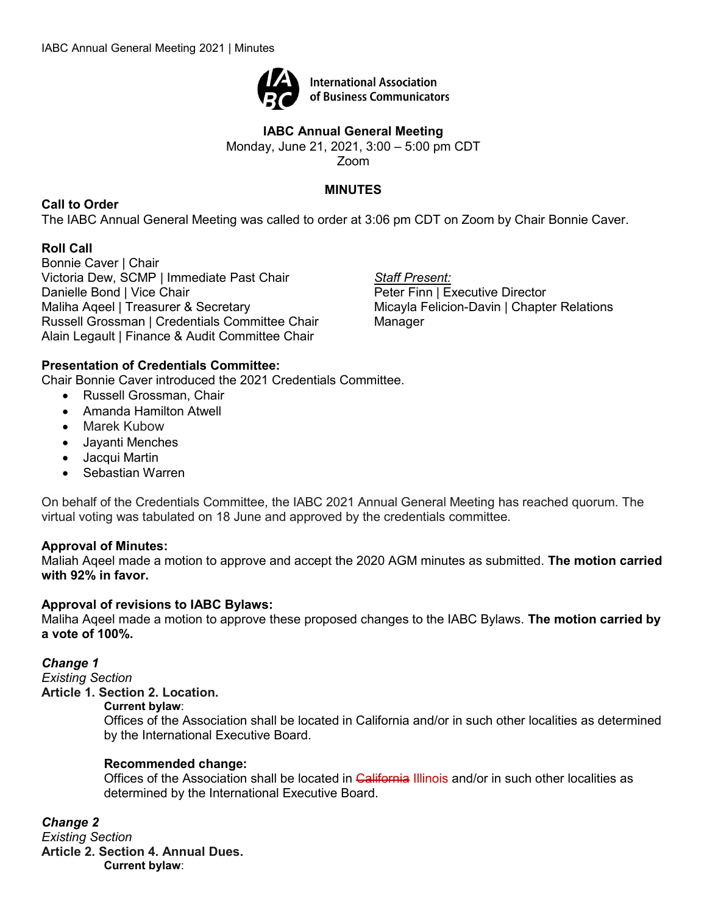International Association of Business Communicators

**IABC Annual General Meeting**

Monday, June 21, 2021, 3:00 – 5:00 pm CDT

Zoom

**MINUTES**

**Call to Order**

The IABC Annual General Meeting was called to order at 3:06 pm CDT on Zoom by Chair Bonnie Caver.

**Roll Call**

Bonnie Caver | Chair
Victoria Dew, SCMP | Immediate Past Chair
Danielle Bond | Vice Chair
Maliha Aqeel | Treasurer & Secretary
Russell Grossman | Credentials Committee Chair
Alain Legault | Finance & Audit Committee Chair

*Staff Present:*
Peter Finn | Executive Director
Micayla Felicion-Davin | Chapter Relations Manager

**Presentation of Credentials Committee:**

Chair Bonnie Caver introduced the 2021 Credentials Committee.

- Russell Grossman, Chair
- Amanda Hamilton Atwell
- Marek Kubow
- Jayanti Menches
- Jacqui Martin
- Sebastian Warren

On behalf of the Credentials Committee, the IABC 2021 Annual General Meeting has reached quorum. The virtual voting was tabulated on 18 June and approved by the credentials committee.

**Approval of Minutes:**

Maliah Aqeel made a motion to approve and accept the 2020 AGM minutes as submitted. **The motion carried with 92% in favor.**

**Approval of revisions to IABC Bylaws:**

Maliha Aqeel made a motion to approve these proposed changes to the IABC Bylaws. **The motion carried by a vote of 100%.**

***Change 1***

*Existing Section*

**Article 1. Section 2. Location.**

**Current bylaw**:

Offices of the Association shall be located in California and/or in such other localities as determined by the International Executive Board.

**Recommended change:**

Offices of the Association shall be located in ~~California~~ Illinois and/or in such other localities as determined by the International Executive Board.

***Change 2***

*Existing Section*

**Article 2. Section 4. Annual Dues.**

**Current bylaw**: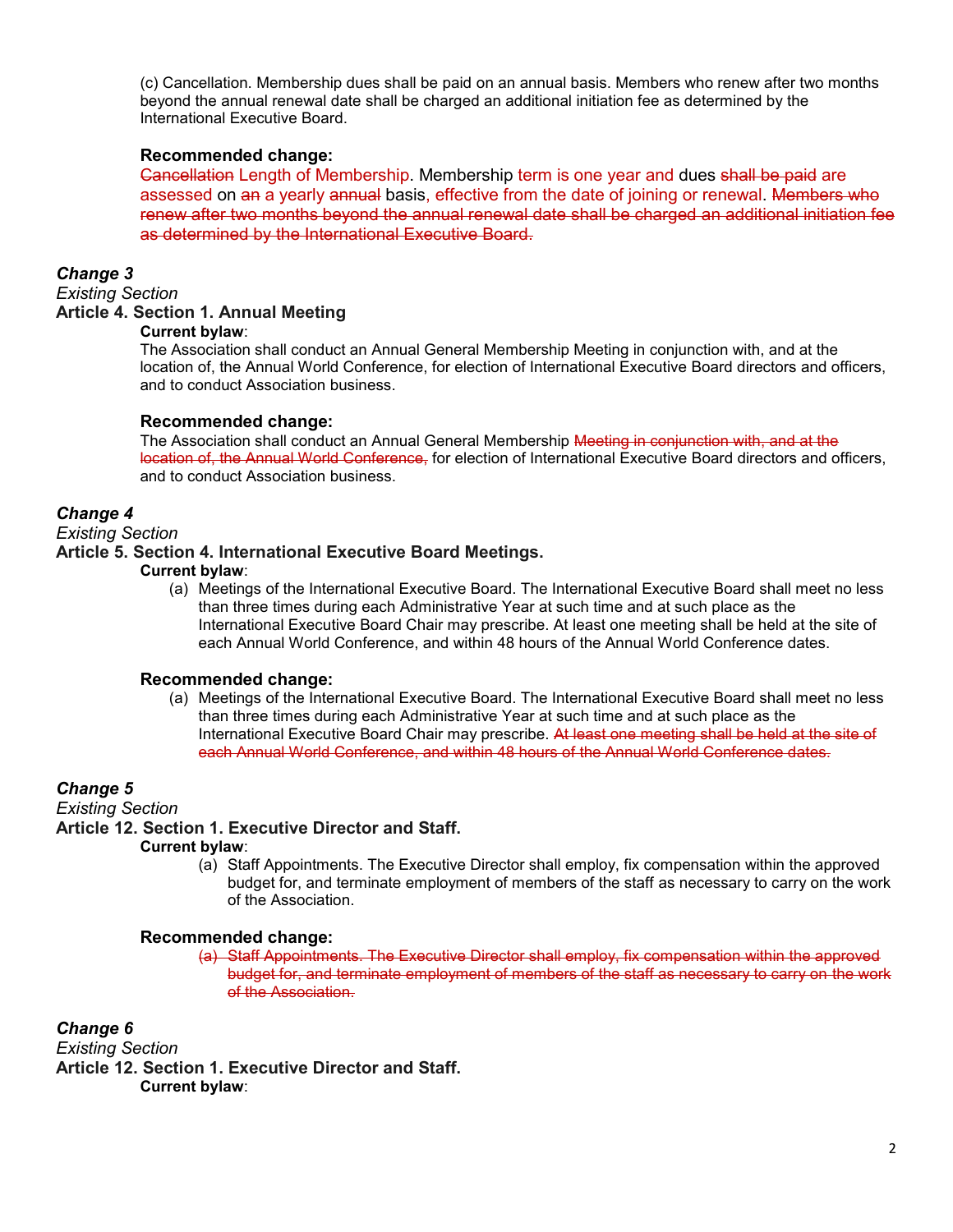(c) Cancellation. Membership dues shall be paid on an annual basis. Members who renew after two months beyond the annual renewal date shall be charged an additional initiation fee as determined by the International Executive Board.

**Recommended change:**

~~Cancellation~~ Length of Membership. Membership term is one year and dues ~~shall be paid~~ are assessed on ~~an~~ a yearly ~~annual~~ basis, effective from the date of joining or renewal. ~~Members who renew after two months beyond the annual renewal date shall be charged an additional initiation fee as determined by the International Executive Board.~~

### *Change 3*

*Existing Section*

**Article 4. Section 1. Annual Meeting**

**Current bylaw**:

The Association shall conduct an Annual General Membership Meeting in conjunction with, and at the location of, the Annual World Conference, for election of International Executive Board directors and officers, and to conduct Association business.

**Recommended change:**

The Association shall conduct an Annual General Membership ~~Meeting in conjunction with, and at the location of, the Annual World Conference,~~ for election of International Executive Board directors and officers, and to conduct Association business.

### *Change 4*

*Existing Section*

**Article 5. Section 4. International Executive Board Meetings.**

**Current bylaw**:

(a) Meetings of the International Executive Board. The International Executive Board shall meet no less than three times during each Administrative Year at such time and at such place as the International Executive Board Chair may prescribe. At least one meeting shall be held at the site of each Annual World Conference, and within 48 hours of the Annual World Conference dates.

**Recommended change:**

(a) Meetings of the International Executive Board. The International Executive Board shall meet no less than three times during each Administrative Year at such time and at such place as the International Executive Board Chair may prescribe. ~~At least one meeting shall be held at the site of each Annual World Conference, and within 48 hours of the Annual World Conference dates.~~

### *Change 5*

*Existing Section*

**Article 12. Section 1. Executive Director and Staff.**

**Current bylaw**:

(a) Staff Appointments. The Executive Director shall employ, fix compensation within the approved budget for, and terminate employment of members of the staff as necessary to carry on the work of the Association.

**Recommended change:**

~~(a) Staff Appointments. The Executive Director shall employ, fix compensation within the approved budget for, and terminate employment of members of the staff as necessary to carry on the work of the Association.~~

### *Change 6*

*Existing Section*

**Article 12. Section 1. Executive Director and Staff.**

**Current bylaw**: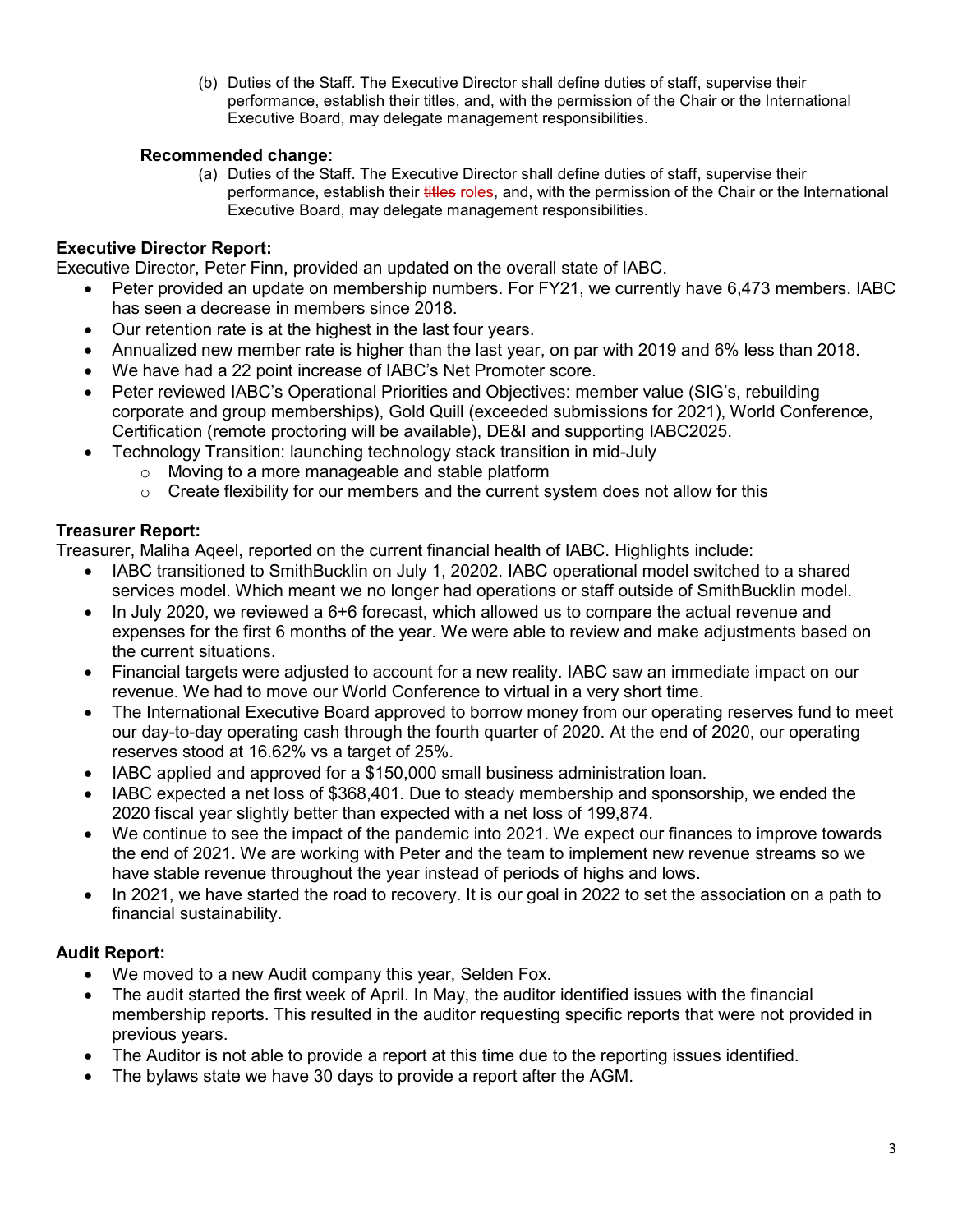(b) Duties of the Staff. The Executive Director shall define duties of staff, supervise their performance, establish their titles, and, with the permission of the Chair or the International Executive Board, may delegate management responsibilities.

**Recommended change:**

(a) Duties of the Staff. The Executive Director shall define duties of staff, supervise their performance, establish their ~~titles~~ roles, and, with the permission of the Chair or the International Executive Board, may delegate management responsibilities.

**Executive Director Report:**

Executive Director, Peter Finn, provided an updated on the overall state of IABC.

- Peter provided an update on membership numbers. For FY21, we currently have 6,473 members. IABC has seen a decrease in members since 2018.
- Our retention rate is at the highest in the last four years.
- Annualized new member rate is higher than the last year, on par with 2019 and 6% less than 2018.
- We have had a 22 point increase of IABC's Net Promoter score.
- Peter reviewed IABC's Operational Priorities and Objectives: member value (SIG's, rebuilding corporate and group memberships), Gold Quill (exceeded submissions for 2021), World Conference, Certification (remote proctoring will be available), DE&I and supporting IABC2025.
- Technology Transition: launching technology stack transition in mid-July
  - Moving to a more manageable and stable platform
  - Create flexibility for our members and the current system does not allow for this

**Treasurer Report:**

Treasurer, Maliha Aqeel, reported on the current financial health of IABC. Highlights include:

- IABC transitioned to SmithBucklin on July 1, 20202. IABC operational model switched to a shared services model. Which meant we no longer had operations or staff outside of SmithBucklin model.
- In July 2020, we reviewed a 6+6 forecast, which allowed us to compare the actual revenue and expenses for the first 6 months of the year. We were able to review and make adjustments based on the current situations.
- Financial targets were adjusted to account for a new reality. IABC saw an immediate impact on our revenue. We had to move our World Conference to virtual in a very short time.
- The International Executive Board approved to borrow money from our operating reserves fund to meet our day-to-day operating cash through the fourth quarter of 2020. At the end of 2020, our operating reserves stood at 16.62% vs a target of 25%.
- IABC applied and approved for a $150,000 small business administration loan.
- IABC expected a net loss of $368,401. Due to steady membership and sponsorship, we ended the 2020 fiscal year slightly better than expected with a net loss of 199,874.
- We continue to see the impact of the pandemic into 2021. We expect our finances to improve towards the end of 2021. We are working with Peter and the team to implement new revenue streams so we have stable revenue throughout the year instead of periods of highs and lows.
- In 2021, we have started the road to recovery. It is our goal in 2022 to set the association on a path to financial sustainability.

**Audit Report:**

- We moved to a new Audit company this year, Selden Fox.
- The audit started the first week of April. In May, the auditor identified issues with the financial membership reports. This resulted in the auditor requesting specific reports that were not provided in previous years.
- The Auditor is not able to provide a report at this time due to the reporting issues identified.
- The bylaws state we have 30 days to provide a report after the AGM.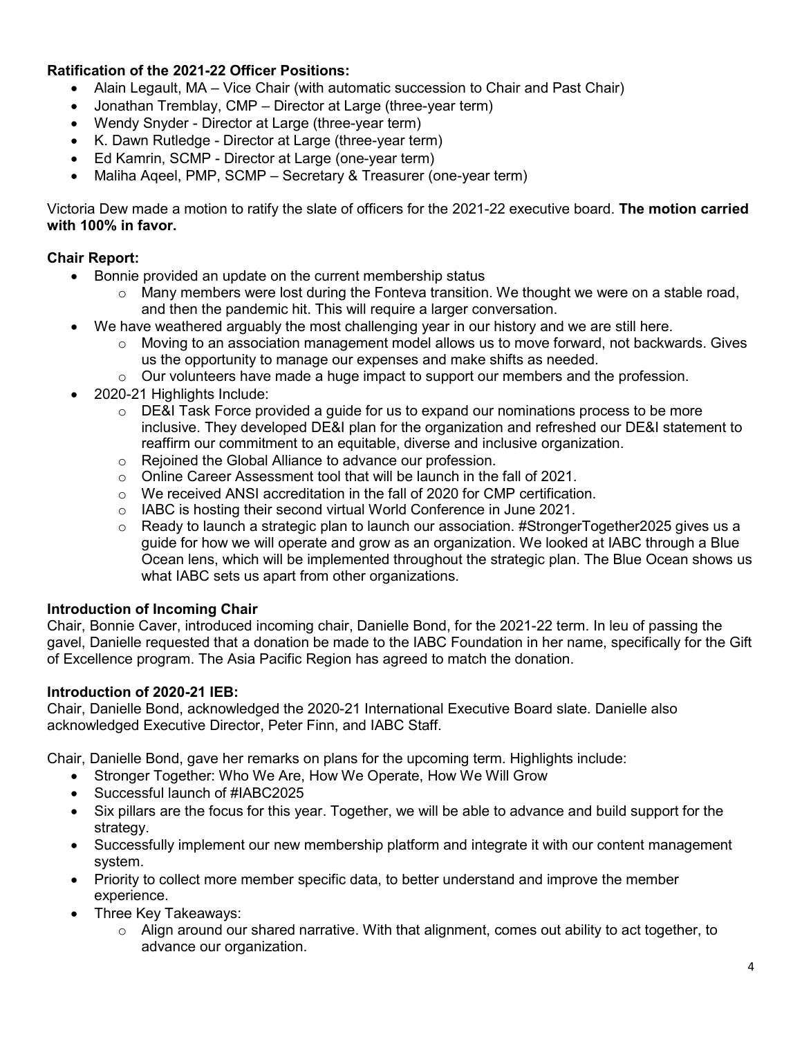**Ratification of the 2021-22 Officer Positions:**

- Alain Legault, MA – Vice Chair (with automatic succession to Chair and Past Chair)
- Jonathan Tremblay, CMP – Director at Large (three-year term)
- Wendy Snyder - Director at Large (three-year term)
- K. Dawn Rutledge - Director at Large (three-year term)
- Ed Kamrin, SCMP - Director at Large (one-year term)
- Maliha Aqeel, PMP, SCMP – Secretary & Treasurer (one-year term)

Victoria Dew made a motion to ratify the slate of officers for the 2021-22 executive board. **The motion carried with 100% in favor.**

**Chair Report:**

- Bonnie provided an update on the current membership status
  - Many members were lost during the Fonteva transition. We thought we were on a stable road, and then the pandemic hit. This will require a larger conversation.
- We have weathered arguably the most challenging year in our history and we are still here.
  - Moving to an association management model allows us to move forward, not backwards. Gives us the opportunity to manage our expenses and make shifts as needed.
  - Our volunteers have made a huge impact to support our members and the profession.
- 2020-21 Highlights Include:
  - DE&I Task Force provided a guide for us to expand our nominations process to be more inclusive. They developed DE&I plan for the organization and refreshed our DE&I statement to reaffirm our commitment to an equitable, diverse and inclusive organization.
  - Rejoined the Global Alliance to advance our profession.
  - Online Career Assessment tool that will be launch in the fall of 2021.
  - We received ANSI accreditation in the fall of 2020 for CMP certification.
  - IABC is hosting their second virtual World Conference in June 2021.
  - Ready to launch a strategic plan to launch our association. #StrongerTogether2025 gives us a guide for how we will operate and grow as an organization. We looked at IABC through a Blue Ocean lens, which will be implemented throughout the strategic plan. The Blue Ocean shows us what IABC sets us apart from other organizations.

**Introduction of Incoming Chair**

Chair, Bonnie Caver, introduced incoming chair, Danielle Bond, for the 2021-22 term. In leu of passing the gavel, Danielle requested that a donation be made to the IABC Foundation in her name, specifically for the Gift of Excellence program. The Asia Pacific Region has agreed to match the donation.

**Introduction of 2020-21 IEB:**

Chair, Danielle Bond, acknowledged the 2020-21 International Executive Board slate. Danielle also acknowledged Executive Director, Peter Finn, and IABC Staff.

Chair, Danielle Bond, gave her remarks on plans for the upcoming term. Highlights include:

- Stronger Together: Who We Are, How We Operate, How We Will Grow
- Successful launch of #IABC2025
- Six pillars are the focus for this year. Together, we will be able to advance and build support for the strategy.
- Successfully implement our new membership platform and integrate it with our content management system.
- Priority to collect more member specific data, to better understand and improve the member experience.
- Three Key Takeaways:
  - Align around our shared narrative. With that alignment, comes out ability to act together, to advance our organization.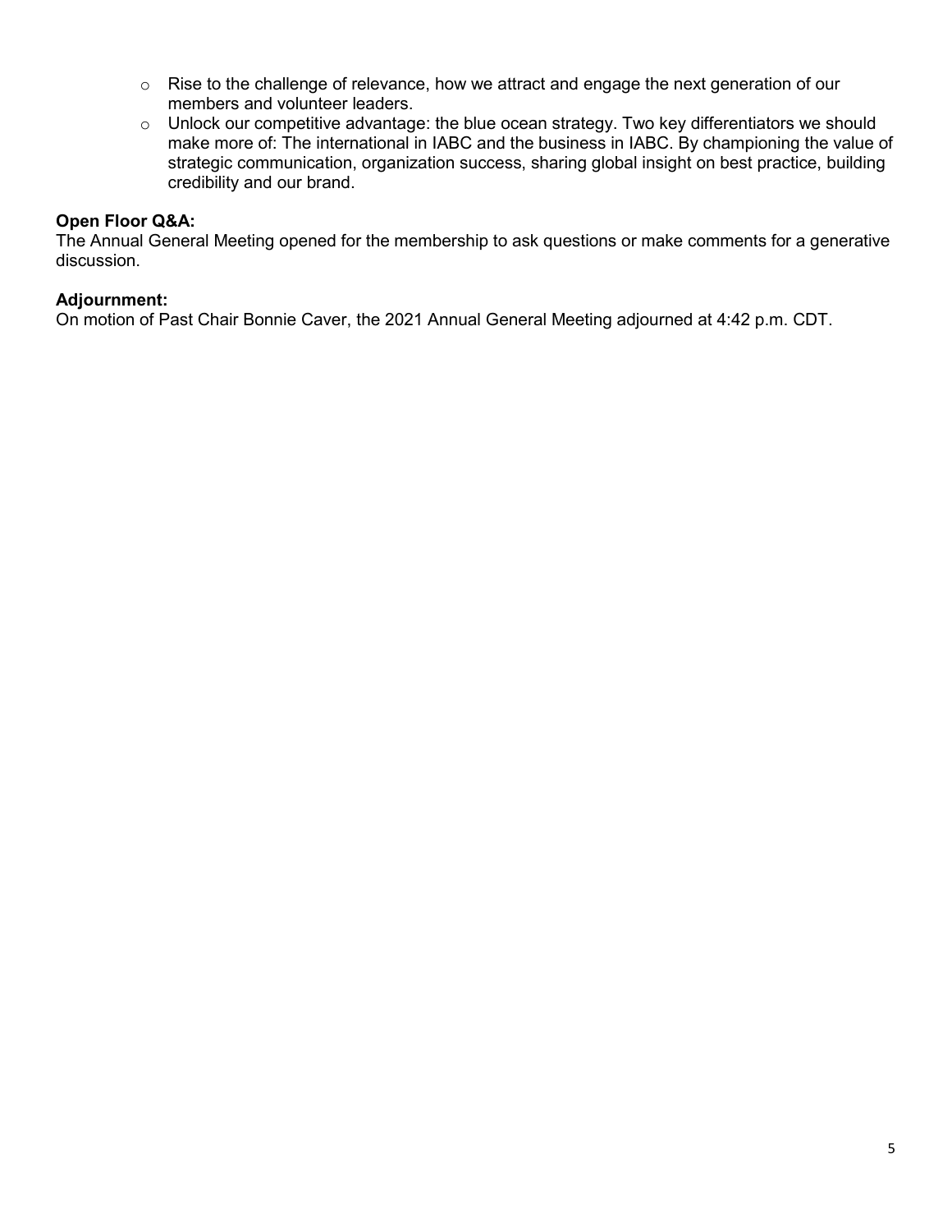- Rise to the challenge of relevance, how we attract and engage the next generation of our members and volunteer leaders.
- Unlock our competitive advantage: the blue ocean strategy. Two key differentiators we should make more of: The international in IABC and the business in IABC. By championing the value of strategic communication, organization success, sharing global insight on best practice, building credibility and our brand.

**Open Floor Q&A:**
The Annual General Meeting opened for the membership to ask questions or make comments for a generative discussion.

**Adjournment:**
On motion of Past Chair Bonnie Caver, the 2021 Annual General Meeting adjourned at 4:42 p.m. CDT.